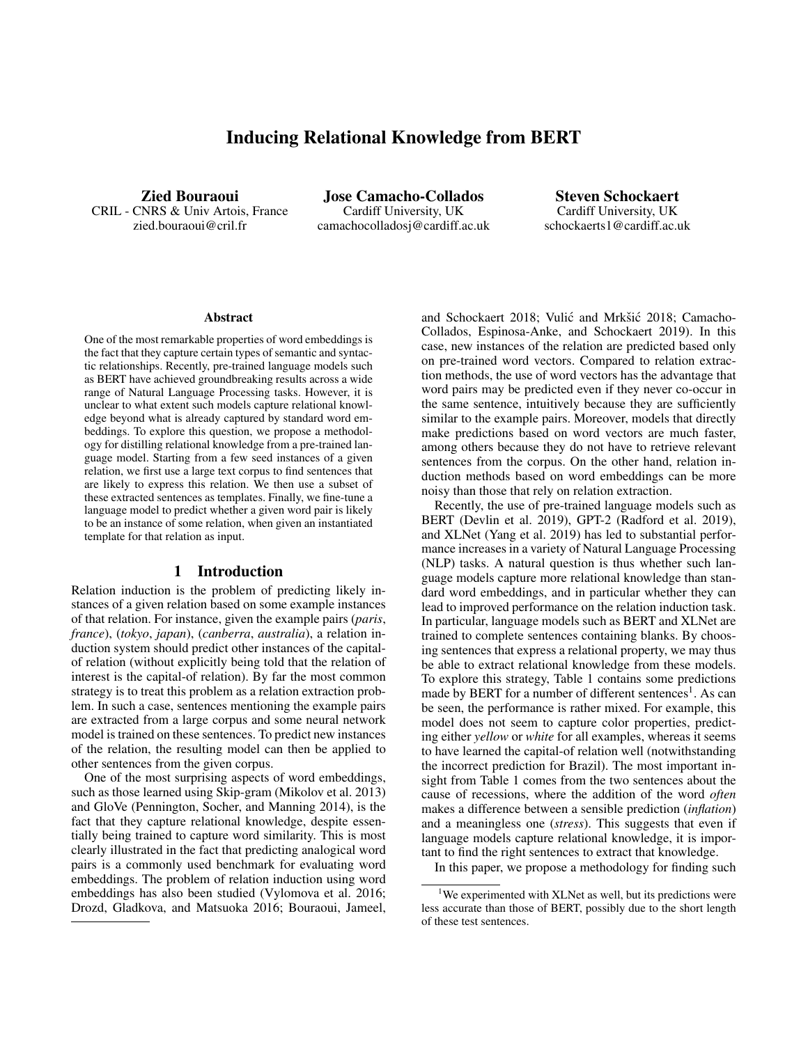# Inducing Relational Knowledge from BERT

**Zied Bouraoui**
CRIL - CNRS & Univ Artois, France
zied.bouraoui@cril.fr

**Jose Camacho-Collados**
Cardiff University, UK
camachocolladosj@cardiff.ac.uk

**Steven Schockaert**
Cardiff University, UK
schockaerts1@cardiff.ac.uk

## Abstract

One of the most remarkable properties of word embeddings is the fact that they capture certain types of semantic and syntactic relationships. Recently, pre-trained language models such as BERT have achieved groundbreaking results across a wide range of Natural Language Processing tasks. However, it is unclear to what extent such models capture relational knowledge beyond what is already captured by standard word embeddings. To explore this question, we propose a methodology for distilling relational knowledge from a pre-trained language model. Starting from a few seed instances of a given relation, we first use a large text corpus to find sentences that are likely to express this relation. We then use a subset of these extracted sentences as templates. Finally, we fine-tune a language model to predict whether a given word pair is likely to be an instance of some relation, when given an instantiated template for that relation as input.

## 1 Introduction

Relation induction is the problem of predicting likely instances of a given relation based on some example instances of that relation. For instance, given the example pairs (*paris*, *france*), (*tokyo*, *japan*), (*canberra*, *australia*), a relation induction system should predict other instances of the capital-of relation (without explicitly being told that the relation of interest is the capital-of relation). By far the most common strategy is to treat this problem as a relation extraction problem. In such a case, sentences mentioning the example pairs are extracted from a large corpus and some neural network model is trained on these sentences. To predict new instances of the relation, the resulting model can then be applied to other sentences from the given corpus.

One of the most surprising aspects of word embeddings, such as those learned using Skip-gram (Mikolov et al. 2013) and GloVe (Pennington, Socher, and Manning 2014), is the fact that they capture relational knowledge, despite essentially being trained to capture word similarity. This is most clearly illustrated in the fact that predicting analogical word pairs is a commonly used benchmark for evaluating word embeddings. The problem of relation induction using word embeddings has also been studied (Vylomova et al. 2016; Drozd, Gladkova, and Matsuoka 2016; Bouraoui, Jameel, and Schockaert 2018; Vulić and Mrkšić 2018; Camacho-Collados, Espinosa-Anke, and Schockaert 2019). In this case, new instances of the relation are predicted based only on pre-trained word vectors. Compared to relation extraction methods, the use of word vectors has the advantage that word pairs may be predicted even if they never co-occur in the same sentence, intuitively because they are sufficiently similar to the example pairs. Moreover, models that directly make predictions based on word vectors are much faster, among others because they do not have to retrieve relevant sentences from the corpus. On the other hand, relation induction methods based on word embeddings can be more noisy than those that rely on relation extraction.

Recently, the use of pre-trained language models such as BERT (Devlin et al. 2019), GPT-2 (Radford et al. 2019), and XLNet (Yang et al. 2019) has led to substantial performance increases in a variety of Natural Language Processing (NLP) tasks. A natural question is thus whether such language models capture more relational knowledge than standard word embeddings, and in particular whether they can lead to improved performance on the relation induction task. In particular, language models such as BERT and XLNet are trained to complete sentences containing blanks. By choosing sentences that express a relational property, we may thus be able to extract relational knowledge from these models. To explore this strategy, Table 1 contains some predictions made by BERT for a number of different sentences[1]. As can be seen, the performance is rather mixed. For example, this model does not seem to capture color properties, predicting either *yellow* or *white* for all examples, whereas it seems to have learned the capital-of relation well (notwithstanding the incorrect prediction for Brazil). The most important insight from Table 1 comes from the two sentences about the cause of recessions, where the addition of the word *often* makes a difference between a sensible prediction (*inflation*) and a meaningless one (*stress*). This suggests that even if language models capture relational knowledge, it is important to find the right sentences to extract that knowledge.

In this paper, we propose a methodology for finding such

[1] We experimented with XLNet as well, but its predictions were less accurate than those of BERT, possibly due to the short length of these test sentences.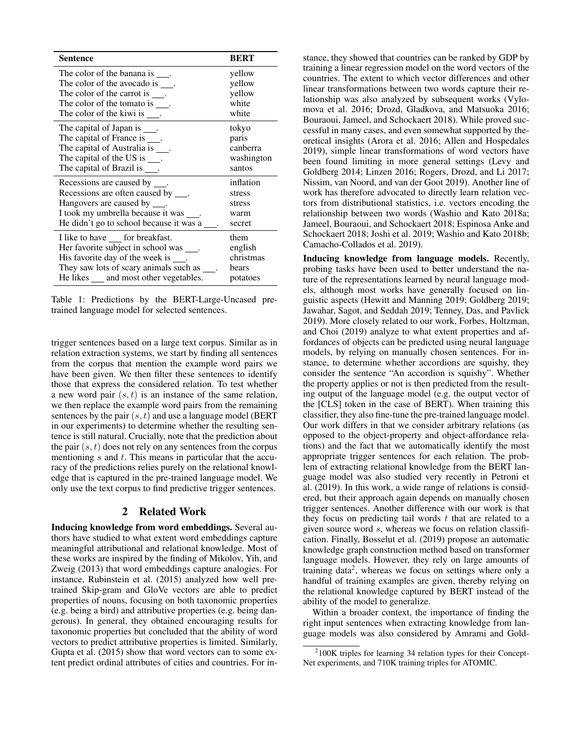| Sentence | BERT |
|---|---|
| The color of the banana is ___. | yellow |
| The color of the avocado is ___. | yellow |
| The color of the carrot is ___. | yellow |
| The color of the tomato is ___. | white |
| The color of the kiwi is ___. | white |
| The capital of Japan is ___. | tokyo |
| The capital of France is ___. | paris |
| The capital of Australia is ___. | canberra |
| The capital of the US is ___. | washington |
| The capital of Brazil is ___. | santos |
| Recessions are caused by ___. | inflation |
| Recessions are often caused by ___. | stress |
| Hangovers are caused by ___. | stress |
| I took my umbrella because it was ___. | warm |
| He didn't go to school because it was a ___. | secret |
| I like to have ___ for breakfast. | them |
| Her favorite subject in school was ___. | english |
| His favorite day of the week is ___. | christmas |
| They saw lots of scary animals such as ___. | bears |
| He likes ___ and most other vegetables. | potatoes |

Table 1: Predictions by the BERT-Large-Uncased pre-trained language model for selected sentences.

trigger sentences based on a large text corpus. Similar as in relation extraction systems, we start by finding all sentences from the corpus that mention the example word pairs we have been given. We then filter these sentences to identify those that express the considered relation. To test whether a new word pair $(s, t)$ is an instance of the same relation, we then replace the example word pairs from the remaining sentences by the pair $(s, t)$ and use a language model (BERT in our experiments) to determine whether the resulting sentence is still natural. Crucially, note that the prediction about the pair $(s, t)$ does not rely on any sentences from the corpus mentioning $s$ and $t$. This means in particular that the accuracy of the predictions relies purely on the relational knowledge that is captured in the pre-trained language model. We only use the text corpus to find predictive trigger sentences.

## 2 Related Work

**Inducing knowledge from word embeddings.** Several authors have studied to what extent word embeddings capture meaningful attributional and relational knowledge. Most of these works are inspired by the finding of Mikolov, Yih, and Zweig (2013) that word embeddings capture analogies. For instance, Rubinstein et al. (2015) analyzed how well pre-trained Skip-gram and GloVe vectors are able to predict properties of nouns, focusing on both taxonomic properties (e.g. being a bird) and attributive properties (e.g. being dangerous). In general, they obtained encouraging results for taxonomic properties but concluded that the ability of word vectors to predict attributive properties is limited. Similarly, Gupta et al. (2015) show that word vectors can to some extent predict ordinal attributes of cities and countries. For instance, they showed that countries can be ranked by GDP by training a linear regression model on the word vectors of the countries. The extent to which vector differences and other linear transformations between two words capture their relationship was also analyzed by subsequent works (Vylomova et al. 2016; Drozd, Gladkova, and Matsuoka 2016; Bouraoui, Jameel, and Schockaert 2018). While proved successful in many cases, and even somewhat supported by theoretical insights (Arora et al. 2016; Allen and Hospedales 2019), simple linear transformations of word vectors have been found limiting in more general settings (Levy and Goldberg 2014; Linzen 2016; Rogers, Drozd, and Li 2017; Nissim, van Noord, and van der Goot 2019). Another line of work has therefore advocated to directly learn relation vectors from distributional statistics, i.e. vectors encoding the relationship between two words (Washio and Kato 2018a; Jameel, Bouraoui, and Schockaert 2018; Espinosa Anke and Schockaert 2018; Joshi et al. 2019; Washio and Kato 2018b; Camacho-Collados et al. 2019).

**Inducing knowledge from language models.** Recently, probing tasks have been used to better understand the nature of the representations learned by neural language models, although most works have generally focused on linguistic aspects (Hewitt and Manning 2019; Goldberg 2019; Jawahar, Sagot, and Seddah 2019; Tenney, Das, and Pavlick 2019). More closely related to our work, Forbes, Holtzman, and Choi (2019) analyze to what extent properties and affordances of objects can be predicted using neural language models, by relying on manually chosen sentences. For instance, to determine whether accordions are squishy, they consider the sentence "An accordion is squishy". Whether the property applies or not is then predicted from the resulting output of the language model (e.g. the output vector of the [CLS] token in the case of BERT). When training this classifier, they also fine-tune the pre-trained language model. Our work differs in that we consider arbitrary relations (as opposed to the object-property and object-affordance relations) and the fact that we automatically identify the most appropriate trigger sentences for each relation. The problem of extracting relational knowledge from the BERT language model was also studied very recently in Petroni et al. (2019). In this work, a wide range of relations is considered, but their approach again depends on manually chosen trigger sentences. Another difference with our work is that they focus on predicting tail words $t$ that are related to a given source word $s$, whereas we focus on relation classification. Finally, Bosselut et al. (2019) propose an automatic knowledge graph construction method based on transformer language models. However, they rely on large amounts of training data[2], whereas we focus on settings where only a handful of training examples are given, thereby relying on the relational knowledge captured by BERT instead of the ability of the model to generalize.

Within a broader context, the importance of finding the right input sentences when extracting knowledge from language models was also considered by Amrami and Gold-

[2] 100K triples for learning 34 relation types for their ConceptNet experiments, and 710K training triples for ATOMIC.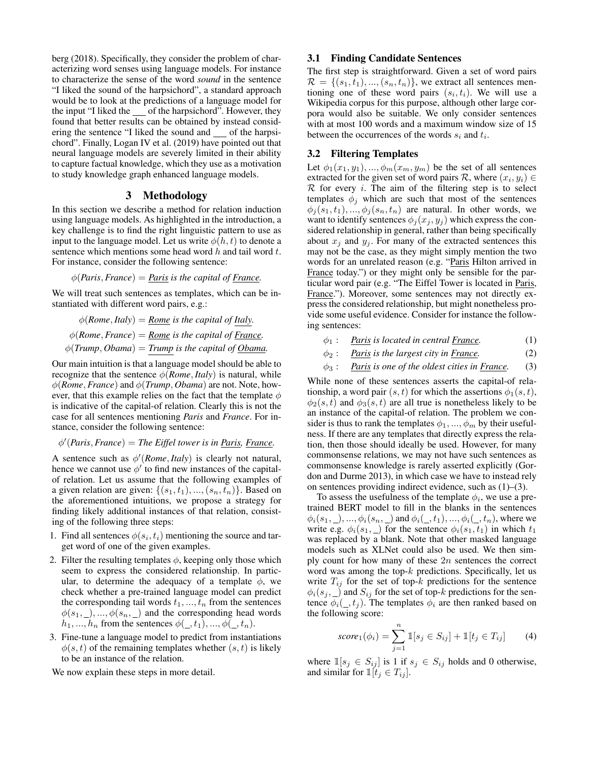berg (2018). Specifically, they consider the problem of characterizing word senses using language models. For instance to characterize the sense of the word *sound* in the sentence "I liked the sound of the harpsichord", a standard approach would be to look at the predictions of a language model for the input "I liked the ___ of the harpsichord". However, they found that better results can be obtained by instead considering the sentence "I liked the sound and ___ of the harpsichord". Finally, Logan IV et al. (2019) have pointed out that neural language models are severely limited in their ability to capture factual knowledge, which they use as a motivation to study knowledge graph enhanced language models.

## 3 Methodology

In this section we describe a method for relation induction using language models. As highlighted in the introduction, a key challenge is to find the right linguistic pattern to use as input to the language model. Let us write $\phi(h,t)$ to denote a sentence which mentions some head word $h$ and tail word $t$. For instance, consider the following sentence:

$\phi$(*Paris*, *France*) = *Paris is the capital of France.*

We will treat such sentences as templates, which can be instantiated with different word pairs, e.g.:

$\phi$(*Rome*, *Italy*) = *Rome is the capital of Italy.*

$\phi$(*Rome*, *France*) = *Rome is the capital of France.*

$\phi$(*Trump*, *Obama*) = *Trump is the capital of Obama.*

Our main intuition is that a language model should be able to recognize that the sentence $\phi$(*Rome*, *Italy*) is natural, while $\phi$(*Rome*, *France*) and $\phi$(*Trump*, *Obama*) are not. Note, however, that this example relies on the fact that the template $\phi$ is indicative of the capital-of relation. Clearly this is not the case for all sentences mentioning *Paris* and *France*. For instance, consider the following sentence:

$\phi'$(*Paris*, *France*) = *The Eiffel tower is in Paris, France.*

A sentence such as $\phi'$(*Rome*, *Italy*) is clearly not natural, hence we cannot use $\phi'$ to find new instances of the capital-of relation. Let us assume that the following examples of a given relation are given: $\{(s_1,t_1),...,(s_n,t_n)\}$. Based on the aforementioned intuitions, we propose a strategy for finding likely additional instances of that relation, consisting of the following three steps:

1. Find all sentences $\phi(s_i,t_i)$ mentioning the source and target word of one of the given examples.
2. Filter the resulting templates $\phi$, keeping only those which seem to express the considered relationship. In particular, to determine the adequacy of a template $\phi$, we check whether a pre-trained language model can predict the corresponding tail words $t_1,...,t_n$ from the sentences $\phi(s_1,\_),...,\phi(s_n,\_)$ and the corresponding head words $h_1,...,h_n$ from the sentences $\phi(\_,t_1),...,\phi(\_,t_n)$.
3. Fine-tune a language model to predict from instantiations $\phi(s,t)$ of the remaining templates whether $(s,t)$ is likely to be an instance of the relation.

We now explain these steps in more detail.

### 3.1 Finding Candidate Sentences

The first step is straightforward. Given a set of word pairs $\mathcal{R} = \{(s_1,t_1),...,(s_n,t_n)\}$, we extract all sentences mentioning one of these word pairs $(s_i,t_i)$. We will use a Wikipedia corpus for this purpose, although other large corpora would also be suitable. We only consider sentences with at most 100 words and a maximum window size of 15 between the occurrences of the words $s_i$ and $t_i$.

### 3.2 Filtering Templates

Let $\phi_1(x_1,y_1),...,\phi_m(x_m,y_m)$ be the set of all sentences extracted for the given set of word pairs $\mathcal{R}$, where $(x_i,y_i) \in \mathcal{R}$ for every $i$. The aim of the filtering step is to select templates $\phi_j$ which are such that most of the sentences $\phi_j(s_1,t_1),...,\phi_j(s_n,t_n)$ are natural. In other words, we want to identify sentences $\phi_j(x_j,y_j)$ which express the considered relationship in general, rather than being specifically about $x_j$ and $y_j$. For many of the extracted sentences this may not be the case, as they might simply mention the two words for an unrelated reason (e.g. "Paris Hilton arrived in France today.") or they might only be sensible for the particular word pair (e.g. "The Eiffel Tower is located in Paris, France."). Moreover, some sentences may not directly express the considered relationship, but might nonetheless provide some useful evidence. Consider for instance the following sentences:

$\phi_1$ : *Paris is located in central France.* (1)

$\phi_2$ : *Paris is the largest city in France.* (2)

$\phi_3$ : *Paris is one of the oldest cities in France.* (3)

While none of these sentences asserts the capital-of relationship, a word pair $(s,t)$ for which the assertions $\phi_1(s,t)$, $\phi_2(s,t)$ and $\phi_3(s,t)$ are all true is nonetheless likely to be an instance of the capital-of relation. The problem we consider is thus to rank the templates $\phi_1,...,\phi_m$ by their usefulness. If there are any templates that directly express the relation, then those should ideally be used. However, for many commonsense relations, we may not have such sentences as commonsense knowledge is rarely asserted explicitly (Gordon and Durme 2013), in which case we have to instead rely on sentences providing indirect evidence, such as (1)–(3).

To assess the usefulness of the template $\phi_i$, we use a pre-trained BERT model to fill in the blanks in the sentences $\phi_i(s_1,\_),...,\phi_i(s_n,\_)$ and $\phi_i(\_,t_1),...,\phi_i(\_,t_n)$, where we write e.g. $\phi_i(s_1,\_)$ for the sentence $\phi_i(s_1,t_1)$ in which $t_1$ was replaced by a blank. Note that other masked language models such as XLNet could also be used. We then simply count for how many of these $2n$ sentences the correct word was among the top-$k$ predictions. Specifically, let us write $T_{ij}$ for the set of top-$k$ predictions for the sentence $\phi_i(s_j,\_)$ and $S_{ij}$ for the set of top-$k$ predictions for the sentence $\phi_i(\_,t_j)$. The templates $\phi_i$ are then ranked based on the following score:

$$\textit{score}_1(\phi_i) = \sum_{j=1}^{n} \mathbb{1}[s_j \in S_{ij}] + \mathbb{1}[t_j \in T_{ij}] \tag{4}$$

where $\mathbb{1}[s_j \in S_{ij}]$ is 1 if $s_j \in S_{ij}$ holds and 0 otherwise, and similar for $\mathbb{1}[t_j \in T_{ij}]$.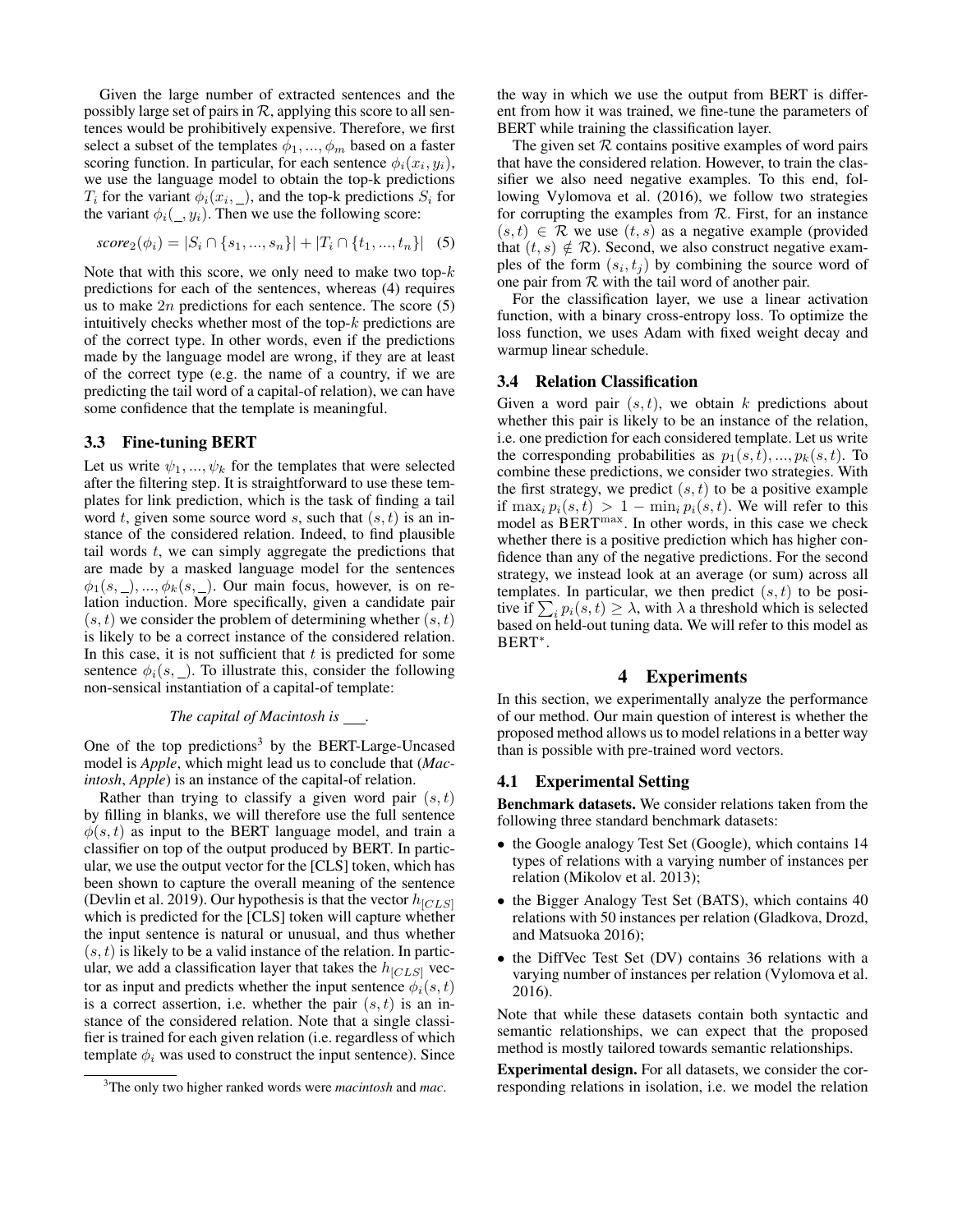Given the large number of extracted sentences and the possibly large set of pairs in $\mathcal{R}$, applying this score to all sentences would be prohibitively expensive. Therefore, we first select a subset of the templates $\phi_1, ..., \phi_m$ based on a faster scoring function. In particular, for each sentence $\phi_i(x_i, y_i)$, we use the language model to obtain the top-k predictions $T_i$ for the variant $\phi_i(x_i, \_)$, and the top-k predictions $S_i$ for the variant $\phi_i(\_, y_i)$. Then we use the following score:

$$score_2(\phi_i) = |S_i \cap \{s_1, ..., s_n\}| + |T_i \cap \{t_1, ..., t_n\}| \quad (5)$$

Note that with this score, we only need to make two top-$k$ predictions for each of the sentences, whereas (4) requires us to make $2n$ predictions for each sentence. The score (5) intuitively checks whether most of the top-$k$ predictions are of the correct type. In other words, even if the predictions made by the language model are wrong, if they are at least of the correct type (e.g. the name of a country, if we are predicting the tail word of a capital-of relation), we can have some confidence that the template is meaningful.

### 3.3 Fine-tuning BERT

Let us write $\psi_1, ..., \psi_k$ for the templates that were selected after the filtering step. It is straightforward to use these templates for link prediction, which is the task of finding a tail word $t$, given some source word $s$, such that $(s, t)$ is an instance of the considered relation. Indeed, to find plausible tail words $t$, we can simply aggregate the predictions that are made by a masked language model for the sentences $\phi_1(s, \_), ..., \phi_k(s, \_)$. Our main focus, however, is on relation induction. More specifically, given a candidate pair $(s, t)$ we consider the problem of determining whether $(s, t)$ is likely to be a correct instance of the considered relation. In this case, it is not sufficient that $t$ is predicted for some sentence $\phi_i(s, \_)$. To illustrate this, consider the following non-sensical instantiation of a capital-of template:

*The capital of Macintosh is \_\_\_.*

One of the top predictions[3] by the BERT-Large-Uncased model is *Apple*, which might lead us to conclude that (*Macintosh*, *Apple*) is an instance of the capital-of relation.

Rather than trying to classify a given word pair $(s, t)$ by filling in blanks, we will therefore use the full sentence $\phi(s, t)$ as input to the BERT language model, and train a classifier on top of the output produced by BERT. In particular, we use the output vector for the [CLS] token, which has been shown to capture the overall meaning of the sentence (Devlin et al. 2019). Our hypothesis is that the vector $h_{[CLS]}$ which is predicted for the [CLS] token will capture whether the input sentence is natural or unusual, and thus whether $(s, t)$ is likely to be a valid instance of the relation. In particular, we add a classification layer that takes the $h_{[CLS]}$ vector as input and predicts whether the input sentence $\phi_i(s, t)$ is a correct assertion, i.e. whether the pair $(s, t)$ is an instance of the considered relation. Note that a single classifier is trained for each given relation (i.e. regardless of which template $\phi_i$ was used to construct the input sentence). Since the way in which we use the output from BERT is different from how it was trained, we fine-tune the parameters of BERT while training the classification layer.

The given set $\mathcal{R}$ contains positive examples of word pairs that have the considered relation. However, to train the classifier we also need negative examples. To this end, following Vylomova et al. (2016), we follow two strategies for corrupting the examples from $\mathcal{R}$. First, for an instance $(s, t) \in \mathcal{R}$ we use $(t, s)$ as a negative example (provided that $(t, s) \notin \mathcal{R}$). Second, we also construct negative examples of the form $(s_i, t_j)$ by combining the source word of one pair from $\mathcal{R}$ with the tail word of another pair.

For the classification layer, we use a linear activation function, with a binary cross-entropy loss. To optimize the loss function, we uses Adam with fixed weight decay and warmup linear schedule.

### 3.4 Relation Classification

Given a word pair $(s, t)$, we obtain $k$ predictions about whether this pair is likely to be an instance of the relation, i.e. one prediction for each considered template. Let us write the corresponding probabilities as $p_1(s, t), ..., p_k(s, t)$. To combine these predictions, we consider two strategies. With the first strategy, we predict $(s, t)$ to be a positive example if $\max_i p_i(s, t) > 1 - \min_i p_i(s, t)$. We will refer to this model as $\text{BERT}^{\max}$. In other words, in this case we check whether there is a positive prediction which has higher confidence than any of the negative predictions. For the second strategy, we instead look at an average (or sum) across all templates. In particular, we then predict $(s, t)$ to be positive if $\sum_i p_i(s, t) \geq \lambda$, with $\lambda$ a threshold which is selected based on held-out tuning data. We will refer to this model as $\text{BERT}^{*}$.

## 4 Experiments

In this section, we experimentally analyze the performance of our method. Our main question of interest is whether the proposed method allows us to model relations in a better way than is possible with pre-trained word vectors.

### 4.1 Experimental Setting

**Benchmark datasets.** We consider relations taken from the following three standard benchmark datasets:

- the Google analogy Test Set (Google), which contains 14 types of relations with a varying number of instances per relation (Mikolov et al. 2013);
- the Bigger Analogy Test Set (BATS), which contains 40 relations with 50 instances per relation (Gladkova, Drozd, and Matsuoka 2016);
- the DiffVec Test Set (DV) contains 36 relations with a varying number of instances per relation (Vylomova et al. 2016).

Note that while these datasets contain both syntactic and semantic relationships, we can expect that the proposed method is mostly tailored towards semantic relationships.

**Experimental design.** For all datasets, we consider the corresponding relations in isolation, i.e. we model the relation

[3] The only two higher ranked words were *macintosh* and *mac*.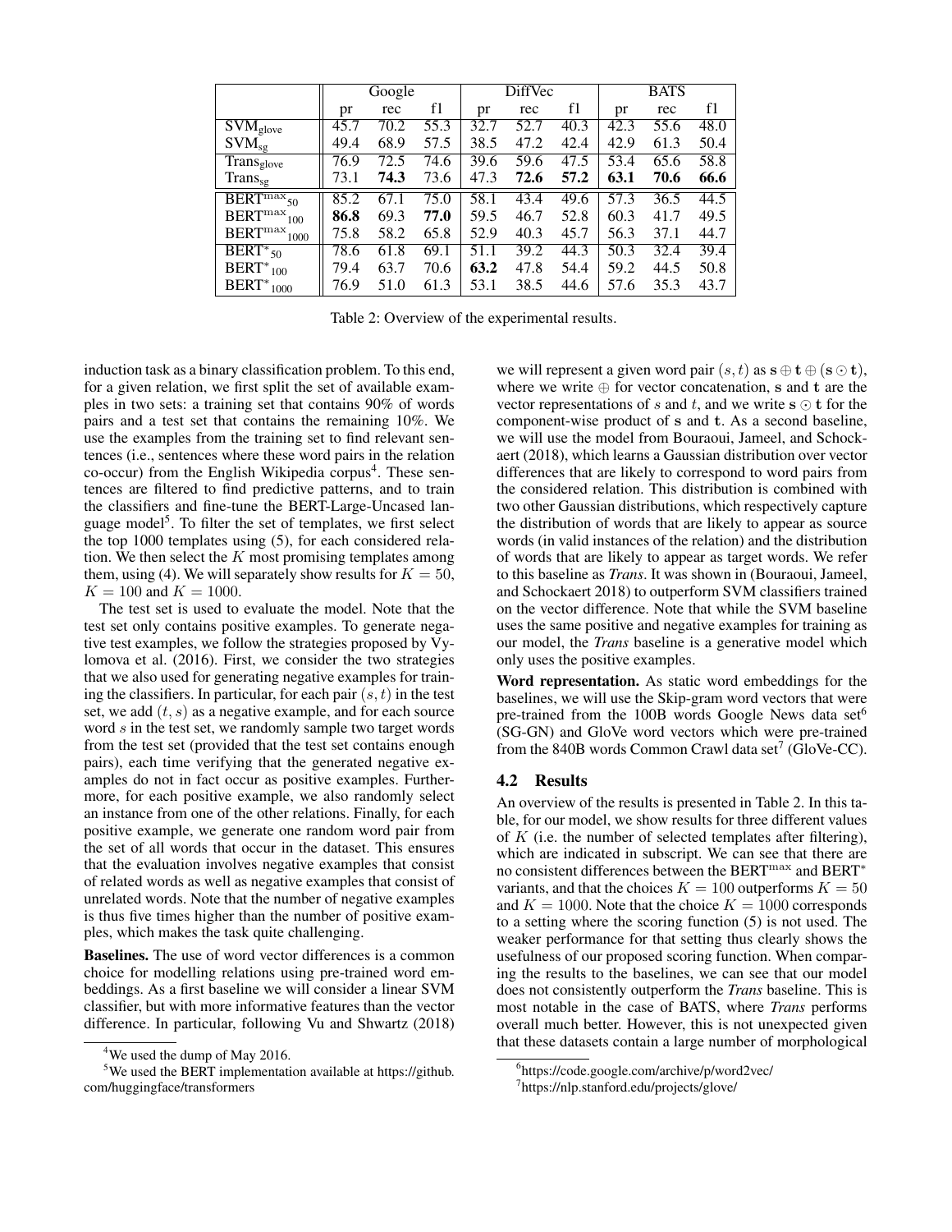| | Google | | | DiffVec | | | BATS | | |
|---|---|---|---|---|---|---|---|---|---|
| | pr | rec | f1 | pr | rec | f1 | pr | rec | f1 |
| $\text{SVM}_{\text{glove}}$ | 45.7 | 70.2 | 55.3 | 32.7 | 52.7 | 40.3 | 42.3 | 55.6 | 48.0 |
| $\text{SVM}_{\text{sg}}$ | 49.4 | 68.9 | 57.5 | 38.5 | 47.2 | 42.4 | 42.9 | 61.3 | 50.4 |
| $\text{Trans}_{\text{glove}}$ | 76.9 | 72.5 | 74.6 | 39.6 | 59.6 | 47.5 | 53.4 | 65.6 | 58.8 |
| $\text{Trans}_{\text{sg}}$ | 73.1 | **74.3** | 73.6 | 47.3 | **72.6** | **57.2** | **63.1** | **70.6** | **66.6** |
| $\text{BERT}^{\max}{}_{50}$ | 85.2 | 67.1 | 75.0 | 58.1 | 43.4 | 49.6 | 57.3 | 36.5 | 44.5 |
| $\text{BERT}^{\max}{}_{100}$ | **86.8** | 69.3 | **77.0** | 59.5 | 46.7 | 52.8 | 60.3 | 41.7 | 49.5 |
| $\text{BERT}^{\max}{}_{1000}$ | 75.8 | 58.2 | 65.8 | 52.9 | 40.3 | 45.7 | 56.3 | 37.1 | 44.7 |
| $\text{BERT}^{*}{}_{50}$ | 78.6 | 61.8 | 69.1 | 51.1 | 39.2 | 44.3 | 50.3 | 32.4 | 39.4 |
| $\text{BERT}^{*}{}_{100}$ | 79.4 | 63.7 | 70.6 | **63.2** | 47.8 | 54.4 | 59.2 | 44.5 | 50.8 |
| $\text{BERT}^{*}{}_{1000}$ | 76.9 | 51.0 | 61.3 | 53.1 | 38.5 | 44.6 | 57.6 | 35.3 | 43.7 |

Table 2: Overview of the experimental results.

induction task as a binary classification problem. To this end, for a given relation, we first split the set of available examples in two sets: a training set that contains 90% of words pairs and a test set that contains the remaining 10%. We use the examples from the training set to find relevant sentences (i.e., sentences where these word pairs in the relation co-occur) from the English Wikipedia corpus[4]. These sentences are filtered to find predictive patterns, and to train the classifiers and fine-tune the BERT-Large-Uncased language model[5]. To filter the set of templates, we first select the top 1000 templates using (5), for each considered relation. We then select the $K$ most promising templates among them, using (4). We will separately show results for $K = 50$, $K = 100$ and $K = 1000$.

The test set is used to evaluate the model. Note that the test set only contains positive examples. To generate negative test examples, we follow the strategies proposed by Vylomova et al. (2016). First, we consider the two strategies that we also used for generating negative examples for training the classifiers. In particular, for each pair $(s, t)$ in the test set, we add $(t, s)$ as a negative example, and for each source word $s$ in the test set, we randomly sample two target words from the test set (provided that the test set contains enough pairs), each time verifying that the generated negative examples do not in fact occur as positive examples. Furthermore, for each positive example, we also randomly select an instance from one of the other relations. Finally, for each positive example, we generate one random word pair from the set of all words that occur in the dataset. This ensures that the evaluation involves negative examples that consist of related words as well as negative examples that consist of unrelated words. Note that the number of negative examples is thus five times higher than the number of positive examples, which makes the task quite challenging.

**Baselines.** The use of word vector differences is a common choice for modelling relations using pre-trained word embeddings. As a first baseline we will consider a linear SVM classifier, but with more informative features than the vector difference. In particular, following Vu and Shwartz (2018) we will represent a given word pair $(s, t)$ as $\mathbf{s} \oplus \mathbf{t} \oplus (\mathbf{s} \odot \mathbf{t})$, where we write $\oplus$ for vector concatenation, $\mathbf{s}$ and $\mathbf{t}$ are the vector representations of $s$ and $t$, and we write $\mathbf{s} \odot \mathbf{t}$ for the component-wise product of $\mathbf{s}$ and $\mathbf{t}$. As a second baseline, we will use the model from Bouraoui, Jameel, and Schockaert (2018), which learns a Gaussian distribution over vector differences that are likely to correspond to word pairs from the considered relation. This distribution is combined with two other Gaussian distributions, which respectively capture the distribution of words that are likely to appear as source words (in valid instances of the relation) and the distribution of words that are likely to appear as target words. We refer to this baseline as *Trans*. It was shown in (Bouraoui, Jameel, and Schockaert 2018) to outperform SVM classifiers trained on the vector difference. Note that while the SVM baseline uses the same positive and negative examples for training as our model, the *Trans* baseline is a generative model which only uses the positive examples.

**Word representation.** As static word embeddings for the baselines, we will use the Skip-gram word vectors that were pre-trained from the 100B words Google News data set[6] (SG-GN) and GloVe word vectors which were pre-trained from the 840B words Common Crawl data set[7] (GloVe-CC).

## 4.2 Results

An overview of the results is presented in Table 2. In this table, for our model, we show results for three different values of $K$ (i.e. the number of selected templates after filtering), which are indicated in subscript. We can see that there are no consistent differences between the $\text{BERT}^{\max}$ and $\text{BERT}^{*}$ variants, and that the choices $K = 100$ outperforms $K = 50$ and $K = 1000$. Note that the choice $K = 1000$ corresponds to a setting where the scoring function (5) is not used. The weaker performance for that setting thus clearly shows the usefulness of our proposed scoring function. When comparing the results to the baselines, we can see that our model does not consistently outperform the *Trans* baseline. This is most notable in the case of BATS, where *Trans* performs overall much better. However, this is not unexpected given that these datasets contain a large number of morphological

[4] We used the dump of May 2016.

[5] We used the BERT implementation available at https://github.com/huggingface/transformers

[6] https://code.google.com/archive/p/word2vec/

[7] https://nlp.stanford.edu/projects/glove/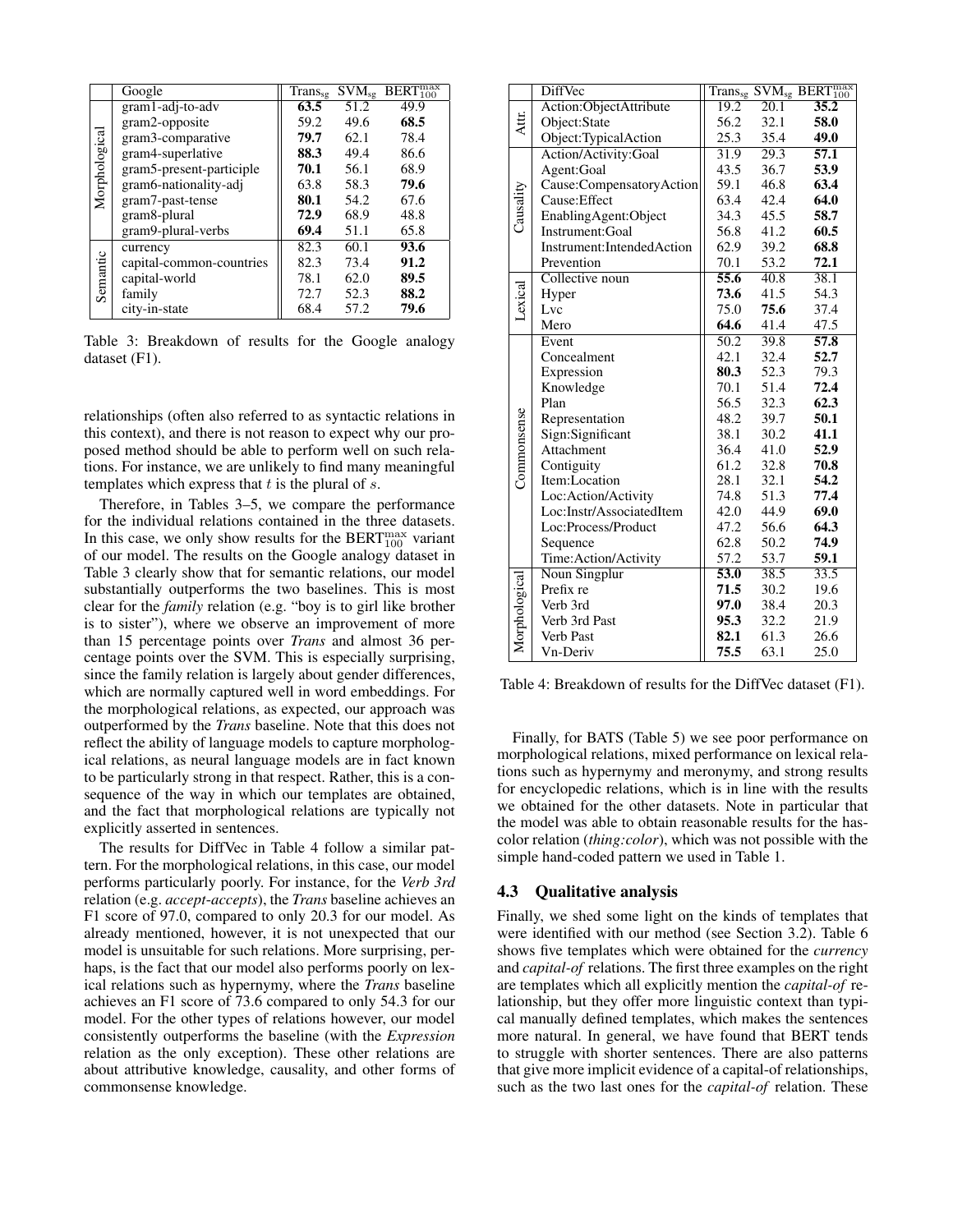| | Google | $\text{Trans}_{\text{sg}}$ | $\text{SVM}_{\text{sg}}$ | $\text{BERT}_{100}^{\max}$ |
|---|---|---|---|---|
| Morphological | gram1-adj-to-adv | **63.5** | 51.2 | 49.9 |
| | gram2-opposite | 59.2 | 49.6 | **68.5** |
| | gram3-comparative | **79.7** | 62.1 | 78.4 |
| | gram4-superlative | **88.3** | 49.4 | 86.6 |
| | gram5-present-participle | **70.1** | 56.1 | 68.9 |
| | gram6-nationality-adj | 63.8 | 58.3 | **79.6** |
| | gram7-past-tense | **80.1** | 54.2 | 67.6 |
| | gram8-plural | **72.9** | 68.9 | 48.8 |
| | gram9-plural-verbs | **69.4** | 51.1 | 65.8 |
| Semantic | currency | 82.3 | 60.1 | **93.6** |
| | capital-common-countries | 82.3 | 73.4 | **91.2** |
| | capital-world | 78.1 | 62.0 | **89.5** |
| | family | 72.7 | 52.3 | **88.2** |
| | city-in-state | 68.4 | 57.2 | **79.6** |

Table 3: Breakdown of results for the Google analogy dataset (F1).

relationships (often also referred to as syntactic relations in this context), and there is not reason to expect why our proposed method should be able to perform well on such relations. For instance, we are unlikely to find many meaningful templates which express that $t$ is the plural of $s$.

Therefore, in Tables 3–5, we compare the performance for the individual relations contained in the three datasets. In this case, we only show results for the $\text{BERT}_{100}^{\max}$ variant of our model. The results on the Google analogy dataset in Table 3 clearly show that for semantic relations, our model substantially outperforms the two baselines. This is most clear for the *family* relation (e.g. "boy is to girl like brother is to sister"), where we observe an improvement of more than 15 percentage points over *Trans* and almost 36 percentage points over the SVM. This is especially surprising, since the family relation is largely about gender differences, which are normally captured well in word embeddings. For the morphological relations, as expected, our approach was outperformed by the *Trans* baseline. Note that this does not reflect the ability of language models to capture morphological relations, as neural language models are in fact known to be particularly strong in that respect. Rather, this is a consequence of the way in which our templates are obtained, and the fact that morphological relations are typically not explicitly asserted in sentences.

The results for DiffVec in Table 4 follow a similar pattern. For the morphological relations, in this case, our model performs particularly poorly. For instance, for the *Verb 3rd* relation (e.g. *accept-accepts*), the *Trans* baseline achieves an F1 score of 97.0, compared to only 20.3 for our model. As already mentioned, however, it is not unexpected that our model is unsuitable for such relations. More surprising, perhaps, is the fact that our model also performs poorly on lexical relations such as hypernymy, where the *Trans* baseline achieves an F1 score of 73.6 compared to only 54.3 for our model. For the other types of relations however, our model consistently outperforms the baseline (with the *Expression* relation as the only exception). These other relations are about attributive knowledge, causality, and other forms of commonsense knowledge.

| | DiffVec | $\text{Trans}_{\text{sg}}$ | $\text{SVM}_{\text{sg}}$ | $\text{BERT}_{100}^{\max}$ |
|---|---|---|---|---|
| Attr. | Action:ObjectAttribute | 19.2 | 20.1 | **35.2** |
| | Object:State | 56.2 | 32.1 | **58.0** |
| | Object:TypicalAction | 25.3 | 35.4 | **49.0** |
| Causality | Action/Activity:Goal | 31.9 | 29.3 | **57.1** |
| | Agent:Goal | 43.5 | 36.7 | **53.9** |
| | Cause:CompensatoryAction | 59.1 | 46.8 | **63.4** |
| | Cause:Effect | 63.4 | 42.4 | **64.0** |
| | EnablingAgent:Object | 34.3 | 45.5 | **58.7** |
| | Instrument:Goal | 56.8 | 41.2 | **60.5** |
| | Instrument:IntendedAction | 62.9 | 39.2 | **68.8** |
| | Prevention | 70.1 | 53.2 | **72.1** |
| Lexical | Collective noun | **55.6** | 40.8 | 38.1 |
| | Hyper | **73.6** | 41.5 | 54.3 |
| | Lvc | 75.0 | **75.6** | 37.4 |
| | Mero | **64.6** | 41.4 | 47.5 |
| Commonsense | Event | 50.2 | 39.8 | **57.8** |
| | Concealment | 42.1 | 32.4 | **52.7** |
| | Expression | **80.3** | 52.3 | 79.3 |
| | Knowledge | 70.1 | 51.4 | **72.4** |
| | Plan | 56.5 | 32.3 | **62.3** |
| | Representation | 48.2 | 39.7 | **50.1** |
| | Sign:Significant | 38.1 | 30.2 | **41.1** |
| | Attachment | 36.4 | 41.0 | **52.9** |
| | Contiguity | 61.2 | 32.8 | **70.8** |
| | Item:Location | 28.1 | 32.1 | **54.2** |
| | Loc:Action/Activity | 74.8 | 51.3 | **77.4** |
| | Loc:Instr/AssociatedItem | 42.0 | 44.9 | **69.0** |
| | Loc:Process/Product | 47.2 | 56.6 | **64.3** |
| | Sequence | 62.8 | 50.2 | **74.9** |
| | Time:Action/Activity | 57.2 | 53.7 | **59.1** |
| Morphological | Noun Singplur | **53.0** | 38.5 | 33.5 |
| | Prefix re | **71.5** | 30.2 | 19.6 |
| | Verb 3rd | **97.0** | 38.4 | 20.3 |
| | Verb 3rd Past | **95.3** | 32.2 | 21.9 |
| | Verb Past | **82.1** | 61.3 | 26.6 |
| | Vn-Deriv | **75.5** | 63.1 | 25.0 |

Table 4: Breakdown of results for the DiffVec dataset (F1).

Finally, for BATS (Table 5) we see poor performance on morphological relations, mixed performance on lexical relations such as hypernymy and meronymy, and strong results for encyclopedic relations, which is in line with the results we obtained for the other datasets. Note in particular that the model was able to obtain reasonable results for the has-color relation (*thing:color*), which was not possible with the simple hand-coded pattern we used in Table 1.

### 4.3 Qualitative analysis

Finally, we shed some light on the kinds of templates that were identified with our method (see Section 3.2). Table 6 shows five templates which were obtained for the *currency* and *capital-of* relations. The first three examples on the right are templates which all explicitly mention the *capital-of* relationship, but they offer more linguistic context than typical manually defined templates, which makes the sentences more natural. In general, we have found that BERT tends to struggle with shorter sentences. There are also patterns that give more implicit evidence of a capital-of relationships, such as the two last ones for the *capital-of* relation. These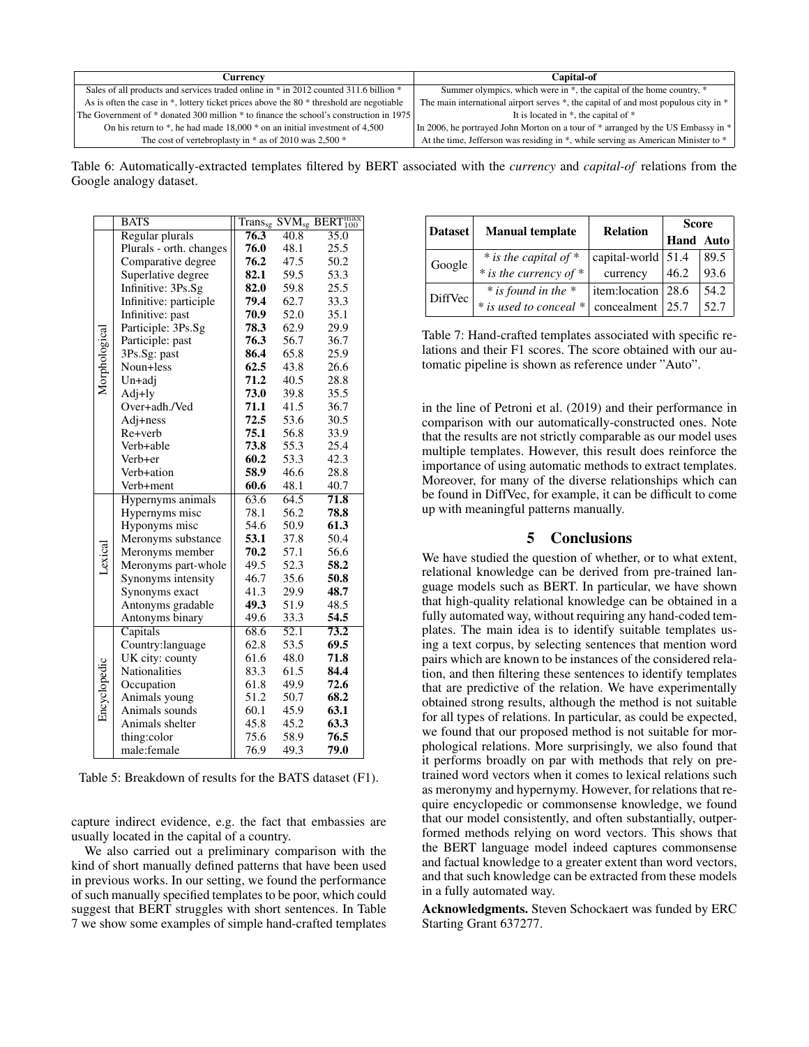| Currency | Capital-of |
| --- | --- |
| Sales of all products and services traded online in * in 2012 counted 311.6 billion * | Summer olympics, which were in *, the capital of the home country, * |
| As is often the case in *, lottery ticket prices above the 80 * threshold are negotiable | The main international airport serves *, the capital of and most populous city in * |
| The Government of * donated 300 million * to finance the school's construction in 1975 | It is located in *, the capital of * |
| On his return to *, he had made 18,000 * on an initial investment of 4,500 | In 2006, he portrayed John Morton on a tour of * arranged by the US Embassy in * |
| The cost of vertebroplasty in * as of 2010 was 2,500 * | At the time, Jefferson was residing in *, while serving as American Minister to * |

Table 6: Automatically-extracted templates filtered by BERT associated with the *currency* and *capital-of* relations from the Google analogy dataset.

| | BATS | $\text{Trans}_{\text{sg}}$ | $\text{SVM}_{\text{sg}}$ | $\text{BERT}_{100}^{\max}$ |
| --- | --- | --- | --- | --- |
| Morphological | Regular plurals | **76.3** | 40.8 | 35.0 |
| | Plurals - orth. changes | **76.0** | 48.1 | 25.5 |
| | Comparative degree | **76.2** | 47.5 | 50.2 |
| | Superlative degree | **82.1** | 59.5 | 53.3 |
| | Infinitive: 3Ps.Sg | **82.0** | 59.8 | 25.5 |
| | Infinitive: participle | **79.4** | 62.7 | 33.3 |
| | Infinitive: past | **70.9** | 52.0 | 35.1 |
| | Participle: 3Ps.Sg | **78.3** | 62.9 | 29.9 |
| | Participle: past | **76.3** | 56.7 | 36.7 |
| | 3Ps.Sg: past | **86.4** | 65.8 | 25.9 |
| | Noun+less | **62.5** | 43.8 | 26.6 |
| | Un+adj | **71.2** | 40.5 | 28.8 |
| | Adj+ly | **73.0** | 39.8 | 35.5 |
| | Over+adh./Ved | **71.1** | 41.5 | 36.7 |
| | Adj+ness | **72.5** | 53.6 | 30.5 |
| | Re+verb | **75.1** | 56.8 | 33.9 |
| | Verb+able | **73.8** | 55.3 | 25.4 |
| | Verb+er | **60.2** | 53.3 | 42.3 |
| | Verb+ation | **58.9** | 46.6 | 28.8 |
| | Verb+ment | **60.6** | 48.1 | 40.7 |
| Lexical | Hypernyms animals | 63.6 | 64.5 | **71.8** |
| | Hypernyms misc | 78.1 | 56.2 | **78.8** |
| | Hyponyms misc | 54.6 | 50.9 | **61.3** |
| | Meronyms substance | **53.1** | 37.8 | 50.4 |
| | Meronyms member | **70.2** | 57.1 | 56.6 |
| | Meronyms part-whole | 49.5 | 52.3 | **58.2** |
| | Synonyms intensity | 46.7 | 35.6 | **50.8** |
| | Synonyms exact | 41.3 | 29.9 | **48.7** |
| | Antonyms gradable | **49.3** | 51.9 | 48.5 |
| | Antonyms binary | 49.6 | 33.3 | **54.5** |
| Encyclopedic | Capitals | 68.6 | 52.1 | **73.2** |
| | Country:language | 62.8 | 53.5 | **69.5** |
| | UK city: county | 61.6 | 48.0 | **71.8** |
| | Nationalities | 83.3 | 61.5 | **84.4** |
| | Occupation | 61.8 | 49.9 | **72.6** |
| | Animals young | 51.2 | 50.7 | **68.2** |
| | Animals sounds | 60.1 | 45.9 | **63.1** |
| | Animals shelter | 45.8 | 45.2 | **63.3** |
| | thing:color | 75.6 | 58.9 | **76.5** |
| | male:female | 76.9 | 49.3 | **79.0** |

Table 5: Breakdown of results for the BATS dataset (F1).

capture indirect evidence, e.g. the fact that embassies are usually located in the capital of a country.

We also carried out a preliminary comparison with the kind of short manually defined patterns that have been used in previous works. In our setting, we found the performance of such manually specified templates to be poor, which could suggest that BERT struggles with short sentences. In Table 7 we show some examples of simple hand-crafted templates

| Dataset | Manual template | Relation | Score | |
| --- | --- | --- | --- | --- |
| | | | **Hand** | **Auto** |
| Google | *\* is the capital of \** | capital-world | 51.4 | 89.5 |
| | *\* is the currency of \** | currency | 46.2 | 93.6 |
| DiffVec | *\* is found in the \** | item:location | 28.6 | 54.2 |
| | *\* is used to conceal \** | concealment | 25.7 | 52.7 |

Table 7: Hand-crafted templates associated with specific relations and their F1 scores. The score obtained with our automatic pipeline is shown as reference under "Auto".

in the line of Petroni et al. (2019) and their performance in comparison with our automatically-constructed ones. Note that the results are not strictly comparable as our model uses multiple templates. However, this result does reinforce the importance of using automatic methods to extract templates. Moreover, for many of the diverse relationships which can be found in DiffVec, for example, it can be difficult to come up with meaningful patterns manually.

## 5 Conclusions

We have studied the question of whether, or to what extent, relational knowledge can be derived from pre-trained language models such as BERT. In particular, we have shown that high-quality relational knowledge can be obtained in a fully automated way, without requiring any hand-coded templates. The main idea is to identify suitable templates using a text corpus, by selecting sentences that mention word pairs which are known to be instances of the considered relation, and then filtering these sentences to identify templates that are predictive of the relation. We have experimentally obtained strong results, although the method is not suitable for all types of relations. In particular, as could be expected, we found that our proposed method is not suitable for morphological relations. More surprisingly, we also found that it performs broadly on par with methods that rely on pre-trained word vectors when it comes to lexical relations such as meronymy and hypernymy. However, for relations that require encyclopedic or commonsense knowledge, we found that our model consistently, and often substantially, outperformed methods relying on word vectors. This shows that the BERT language model indeed captures commonsense and factual knowledge to a greater extent than word vectors, and that such knowledge can be extracted from these models in a fully automated way.

**Acknowledgments.** Steven Schockaert was funded by ERC Starting Grant 637277.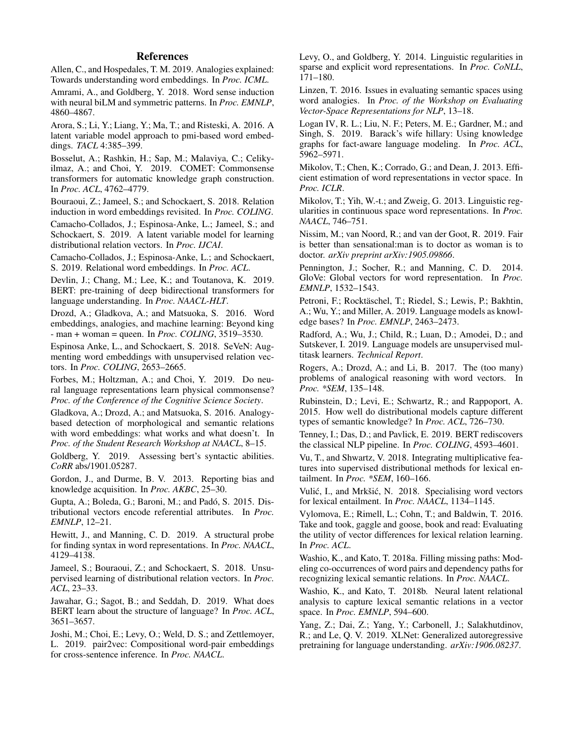## References

Allen, C., and Hospedales, T. M. 2019. Analogies explained: Towards understanding word embeddings. In *Proc. ICML*.

Amrami, A., and Goldberg, Y. 2018. Word sense induction with neural biLM and symmetric patterns. In *Proc. EMNLP*, 4860–4867.

Arora, S.; Li, Y.; Liang, Y.; Ma, T.; and Risteski, A. 2016. A latent variable model approach to pmi-based word embeddings. *TACL* 4:385–399.

Bosselut, A.; Rashkin, H.; Sap, M.; Malaviya, C.; Celikyilmaz, A.; and Choi, Y. 2019. COMET: Commonsense transformers for automatic knowledge graph construction. In *Proc. ACL*, 4762–4779.

Bouraoui, Z.; Jameel, S.; and Schockaert, S. 2018. Relation induction in word embeddings revisited. In *Proc. COLING*.

Camacho-Collados, J.; Espinosa-Anke, L.; Jameel, S.; and Schockaert, S. 2019. A latent variable model for learning distributional relation vectors. In *Proc. IJCAI*.

Camacho-Collados, J.; Espinosa-Anke, L.; and Schockaert, S. 2019. Relational word embeddings. In *Proc. ACL*.

Devlin, J.; Chang, M.; Lee, K.; and Toutanova, K. 2019. BERT: pre-training of deep bidirectional transformers for language understanding. In *Proc. NAACL-HLT*.

Drozd, A.; Gladkova, A.; and Matsuoka, S. 2016. Word embeddings, analogies, and machine learning: Beyond king - man + woman = queen. In *Proc. COLING*, 3519–3530.

Espinosa Anke, L., and Schockaert, S. 2018. SeVeN: Augmenting word embeddings with unsupervised relation vectors. In *Proc. COLING*, 2653–2665.

Forbes, M.; Holtzman, A.; and Choi, Y. 2019. Do neural language representations learn physical commonsense? *Proc. of the Conference of the Cognitive Science Society*.

Gladkova, A.; Drozd, A.; and Matsuoka, S. 2016. Analogy-based detection of morphological and semantic relations with word embeddings: what works and what doesn't. In *Proc. of the Student Research Workshop at NAACL*, 8–15.

Goldberg, Y. 2019. Assessing bert's syntactic abilities. *CoRR* abs/1901.05287.

Gordon, J., and Durme, B. V. 2013. Reporting bias and knowledge acquisition. In *Proc. AKBC*, 25–30.

Gupta, A.; Boleda, G.; Baroni, M.; and Padó, S. 2015. Distributional vectors encode referential attributes. In *Proc. EMNLP*, 12–21.

Hewitt, J., and Manning, C. D. 2019. A structural probe for finding syntax in word representations. In *Proc. NAACL*, 4129–4138.

Jameel, S.; Bouraoui, Z.; and Schockaert, S. 2018. Unsupervised learning of distributional relation vectors. In *Proc. ACL*, 23–33.

Jawahar, G.; Sagot, B.; and Seddah, D. 2019. What does BERT learn about the structure of language? In *Proc. ACL*, 3651–3657.

Joshi, M.; Choi, E.; Levy, O.; Weld, D. S.; and Zettlemoyer, L. 2019. pair2vec: Compositional word-pair embeddings for cross-sentence inference. In *Proc. NAACL*.

Levy, O., and Goldberg, Y. 2014. Linguistic regularities in sparse and explicit word representations. In *Proc. CoNLL*, 171–180.

Linzen, T. 2016. Issues in evaluating semantic spaces using word analogies. In *Proc. of the Workshop on Evaluating Vector-Space Representations for NLP*, 13–18.

Logan IV, R. L.; Liu, N. F.; Peters, M. E.; Gardner, M.; and Singh, S. 2019. Barack's wife hillary: Using knowledge graphs for fact-aware language modeling. In *Proc. ACL*, 5962–5971.

Mikolov, T.; Chen, K.; Corrado, G.; and Dean, J. 2013. Efficient estimation of word representations in vector space. In *Proc. ICLR*.

Mikolov, T.; Yih, W.-t.; and Zweig, G. 2013. Linguistic regularities in continuous space word representations. In *Proc. NAACL*, 746–751.

Nissim, M.; van Noord, R.; and van der Goot, R. 2019. Fair is better than sensational:man is to doctor as woman is to doctor. *arXiv preprint arXiv:1905.09866*.

Pennington, J.; Socher, R.; and Manning, C. D. 2014. GloVe: Global vectors for word representation. In *Proc. EMNLP*, 1532–1543.

Petroni, F.; Rocktäschel, T.; Riedel, S.; Lewis, P.; Bakhtin, A.; Wu, Y.; and Miller, A. 2019. Language models as knowledge bases? In *Proc. EMNLP*, 2463–2473.

Radford, A.; Wu, J.; Child, R.; Luan, D.; Amodei, D.; and Sutskever, I. 2019. Language models are unsupervised multitask learners. *Technical Report*.

Rogers, A.; Drozd, A.; and Li, B. 2017. The (too many) problems of analogical reasoning with word vectors. In *Proc. *SEM*, 135–148.

Rubinstein, D.; Levi, E.; Schwartz, R.; and Rappoport, A. 2015. How well do distributional models capture different types of semantic knowledge? In *Proc. ACL*, 726–730.

Tenney, I.; Das, D.; and Pavlick, E. 2019. BERT rediscovers the classical NLP pipeline. In *Proc. COLING*, 4593–4601.

Vu, T., and Shwartz, V. 2018. Integrating multiplicative features into supervised distributional methods for lexical entailment. In *Proc. *SEM*, 160–166.

Vulić, I., and Mrkšić, N. 2018. Specialising word vectors for lexical entailment. In *Proc. NAACL*, 1134–1145.

Vylomova, E.; Rimell, L.; Cohn, T.; and Baldwin, T. 2016. Take and took, gaggle and goose, book and read: Evaluating the utility of vector differences for lexical relation learning. In *Proc. ACL*.

Washio, K., and Kato, T. 2018a. Filling missing paths: Modeling co-occurrences of word pairs and dependency paths for recognizing lexical semantic relations. In *Proc. NAACL*.

Washio, K., and Kato, T. 2018b. Neural latent relational analysis to capture lexical semantic relations in a vector space. In *Proc. EMNLP*, 594–600.

Yang, Z.; Dai, Z.; Yang, Y.; Carbonell, J.; Salakhutdinov, R.; and Le, Q. V. 2019. XLNet: Generalized autoregressive pretraining for language understanding. *arXiv:1906.08237*.